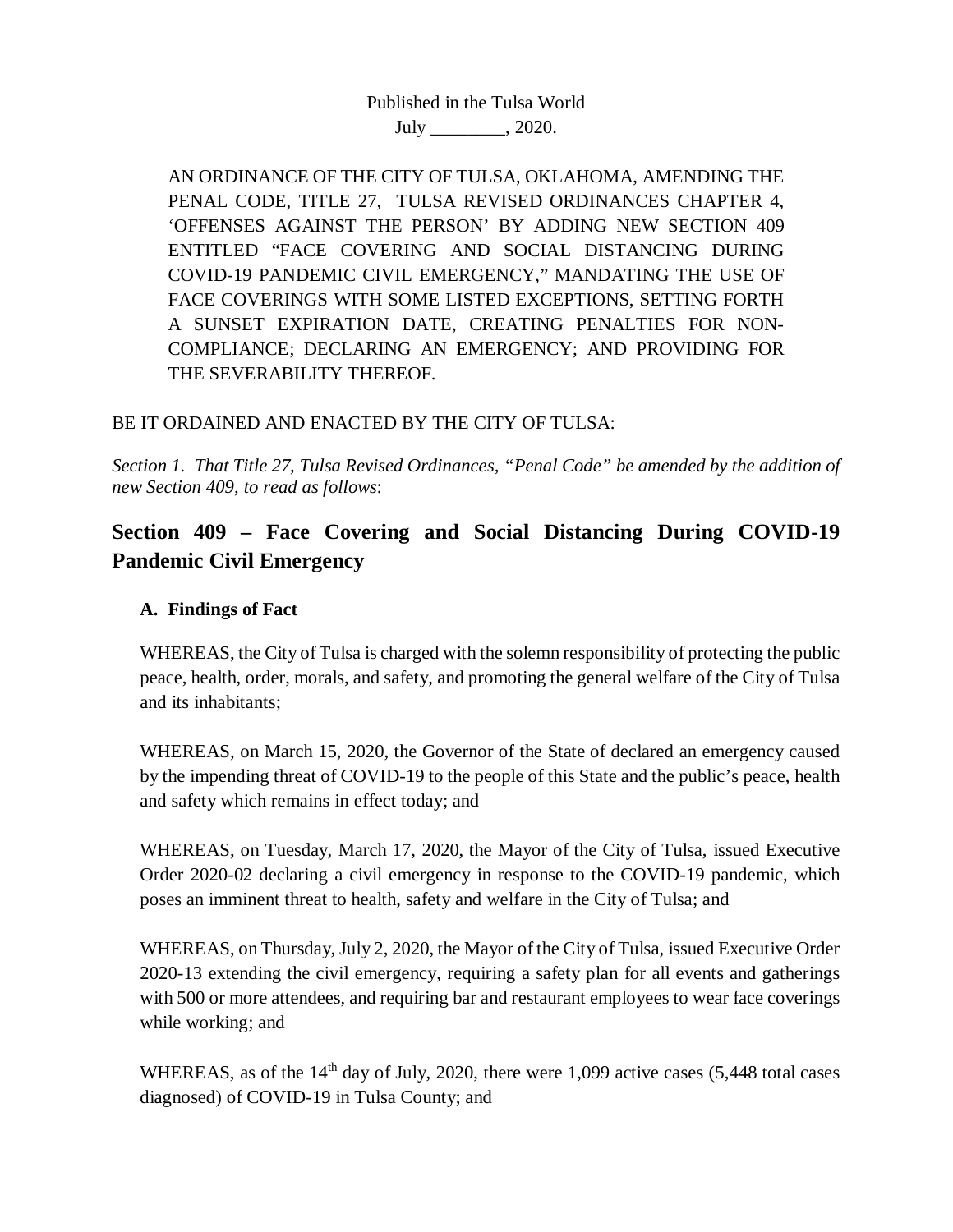Published in the Tulsa World
July ________, 2020.

AN ORDINANCE OF THE CITY OF TULSA, OKLAHOMA, AMENDING THE PENAL CODE, TITLE 27, TULSA REVISED ORDINANCES CHAPTER 4, 'OFFENSES AGAINST THE PERSON' BY ADDING NEW SECTION 409 ENTITLED "FACE COVERING AND SOCIAL DISTANCING DURING COVID-19 PANDEMIC CIVIL EMERGENCY," MANDATING THE USE OF FACE COVERINGS WITH SOME LISTED EXCEPTIONS, SETTING FORTH A SUNSET EXPIRATION DATE, CREATING PENALTIES FOR NON-COMPLIANCE; DECLARING AN EMERGENCY; AND PROVIDING FOR THE SEVERABILITY THEREOF.

BE IT ORDAINED AND ENACTED BY THE CITY OF TULSA:

*Section 1. That Title 27, Tulsa Revised Ordinances, "Penal Code" be amended by the addition of new Section 409, to read as follows*:

## Section 409 – Face Covering and Social Distancing During COVID-19 Pandemic Civil Emergency

### A. Findings of Fact

WHEREAS, the City of Tulsa is charged with the solemn responsibility of protecting the public peace, health, order, morals, and safety, and promoting the general welfare of the City of Tulsa and its inhabitants;

WHEREAS, on March 15, 2020, the Governor of the State of declared an emergency caused by the impending threat of COVID-19 to the people of this State and the public's peace, health and safety which remains in effect today; and

WHEREAS, on Tuesday, March 17, 2020, the Mayor of the City of Tulsa, issued Executive Order 2020-02 declaring a civil emergency in response to the COVID-19 pandemic, which poses an imminent threat to health, safety and welfare in the City of Tulsa; and

WHEREAS, on Thursday, July 2, 2020, the Mayor of the City of Tulsa, issued Executive Order 2020-13 extending the civil emergency, requiring a safety plan for all events and gatherings with 500 or more attendees, and requiring bar and restaurant employees to wear face coverings while working; and

WHEREAS, as of the 14th day of July, 2020, there were 1,099 active cases (5,448 total cases diagnosed) of COVID-19 in Tulsa County; and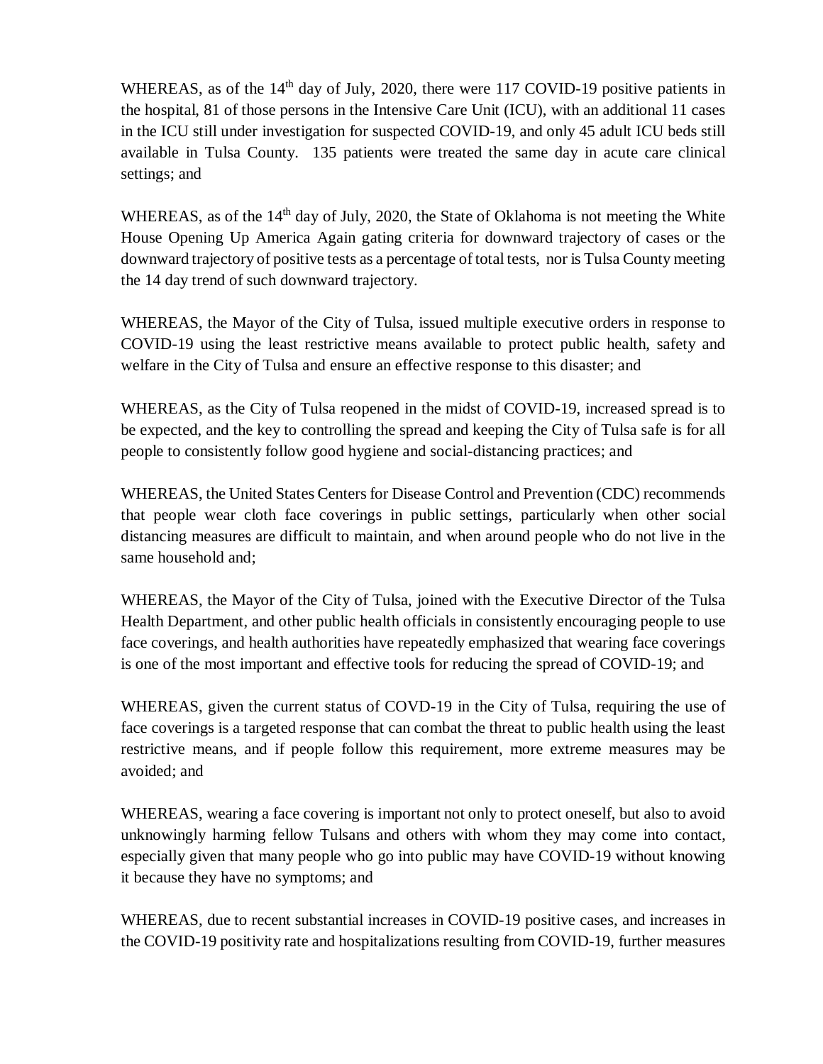WHEREAS, as of the 14th day of July, 2020, there were 117 COVID-19 positive patients in the hospital, 81 of those persons in the Intensive Care Unit (ICU), with an additional 11 cases in the ICU still under investigation for suspected COVID-19, and only 45 adult ICU beds still available in Tulsa County. 135 patients were treated the same day in acute care clinical settings; and

WHEREAS, as of the 14th day of July, 2020, the State of Oklahoma is not meeting the White House Opening Up America Again gating criteria for downward trajectory of cases or the downward trajectory of positive tests as a percentage of total tests, nor is Tulsa County meeting the 14 day trend of such downward trajectory.

WHEREAS, the Mayor of the City of Tulsa, issued multiple executive orders in response to COVID-19 using the least restrictive means available to protect public health, safety and welfare in the City of Tulsa and ensure an effective response to this disaster; and

WHEREAS, as the City of Tulsa reopened in the midst of COVID-19, increased spread is to be expected, and the key to controlling the spread and keeping the City of Tulsa safe is for all people to consistently follow good hygiene and social-distancing practices; and

WHEREAS, the United States Centers for Disease Control and Prevention (CDC) recommends that people wear cloth face coverings in public settings, particularly when other social distancing measures are difficult to maintain, and when around people who do not live in the same household and;

WHEREAS, the Mayor of the City of Tulsa, joined with the Executive Director of the Tulsa Health Department, and other public health officials in consistently encouraging people to use face coverings, and health authorities have repeatedly emphasized that wearing face coverings is one of the most important and effective tools for reducing the spread of COVID-19; and

WHEREAS, given the current status of COVD-19 in the City of Tulsa, requiring the use of face coverings is a targeted response that can combat the threat to public health using the least restrictive means, and if people follow this requirement, more extreme measures may be avoided; and

WHEREAS, wearing a face covering is important not only to protect oneself, but also to avoid unknowingly harming fellow Tulsans and others with whom they may come into contact, especially given that many people who go into public may have COVID-19 without knowing it because they have no symptoms; and

WHEREAS, due to recent substantial increases in COVID-19 positive cases, and increases in the COVID-19 positivity rate and hospitalizations resulting from COVID-19, further measures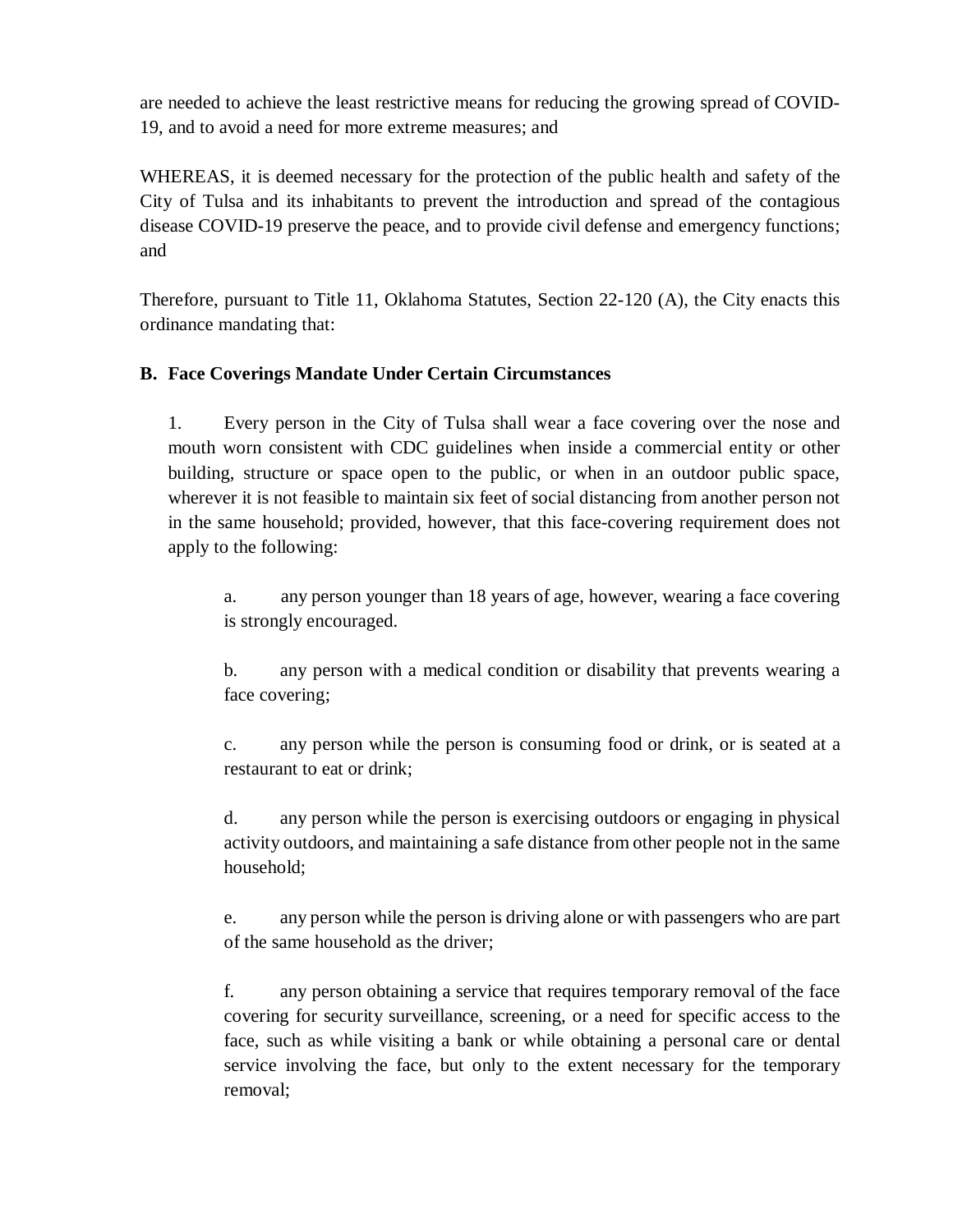are needed to achieve the least restrictive means for reducing the growing spread of COVID-19, and to avoid a need for more extreme measures; and

WHEREAS, it is deemed necessary for the protection of the public health and safety of the City of Tulsa and its inhabitants to prevent the introduction and spread of the contagious disease COVID-19 preserve the peace, and to provide civil defense and emergency functions; and

Therefore, pursuant to Title 11, Oklahoma Statutes, Section 22-120 (A), the City enacts this ordinance mandating that:

**B. Face Coverings Mandate Under Certain Circumstances**

1. Every person in the City of Tulsa shall wear a face covering over the nose and mouth worn consistent with CDC guidelines when inside a commercial entity or other building, structure or space open to the public, or when in an outdoor public space, wherever it is not feasible to maintain six feet of social distancing from another person not in the same household; provided, however, that this face-covering requirement does not apply to the following:

    a. any person younger than 18 years of age, however, wearing a face covering is strongly encouraged.

    b. any person with a medical condition or disability that prevents wearing a face covering;

    c. any person while the person is consuming food or drink, or is seated at a restaurant to eat or drink;

    d. any person while the person is exercising outdoors or engaging in physical activity outdoors, and maintaining a safe distance from other people not in the same household;

    e. any person while the person is driving alone or with passengers who are part of the same household as the driver;

    f. any person obtaining a service that requires temporary removal of the face covering for security surveillance, screening, or a need for specific access to the face, such as while visiting a bank or while obtaining a personal care or dental service involving the face, but only to the extent necessary for the temporary removal;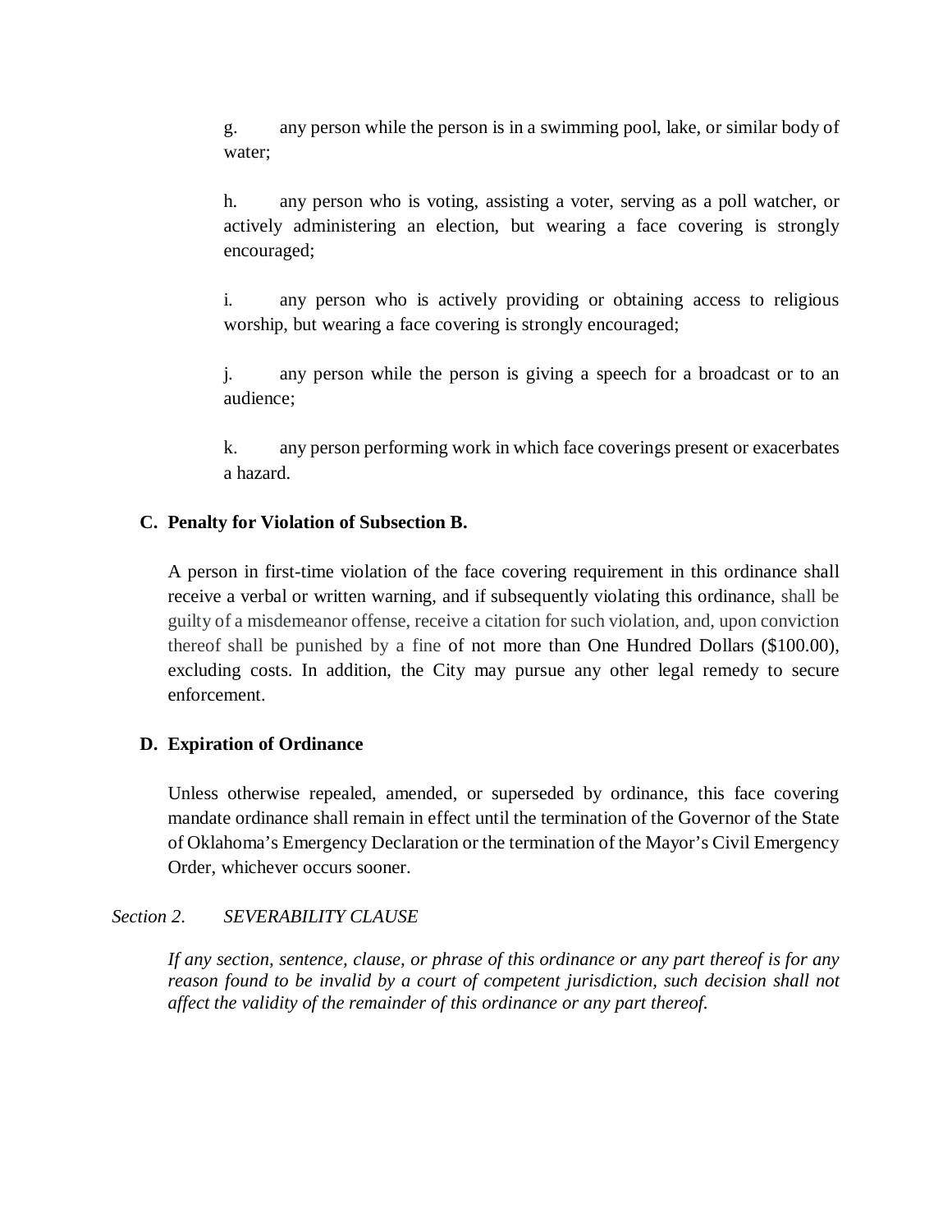g. any person while the person is in a swimming pool, lake, or similar body of water;

h. any person who is voting, assisting a voter, serving as a poll watcher, or actively administering an election, but wearing a face covering is strongly encouraged;

i. any person who is actively providing or obtaining access to religious worship, but wearing a face covering is strongly encouraged;

j. any person while the person is giving a speech for a broadcast or to an audience;

k. any person performing work in which face coverings present or exacerbates a hazard.

**C. Penalty for Violation of Subsection B.**

A person in first-time violation of the face covering requirement in this ordinance shall receive a verbal or written warning, and if subsequently violating this ordinance, shall be guilty of a misdemeanor offense, receive a citation for such violation, and, upon conviction thereof shall be punished by a fine of not more than One Hundred Dollars ($100.00), excluding costs. In addition, the City may pursue any other legal remedy to secure enforcement.

**D. Expiration of Ordinance**

Unless otherwise repealed, amended, or superseded by ordinance, this face covering mandate ordinance shall remain in effect until the termination of the Governor of the State of Oklahoma's Emergency Declaration or the termination of the Mayor's Civil Emergency Order, whichever occurs sooner.

*Section 2. SEVERABILITY CLAUSE*

*If any section, sentence, clause, or phrase of this ordinance or any part thereof is for any reason found to be invalid by a court of competent jurisdiction, such decision shall not affect the validity of the remainder of this ordinance or any part thereof.*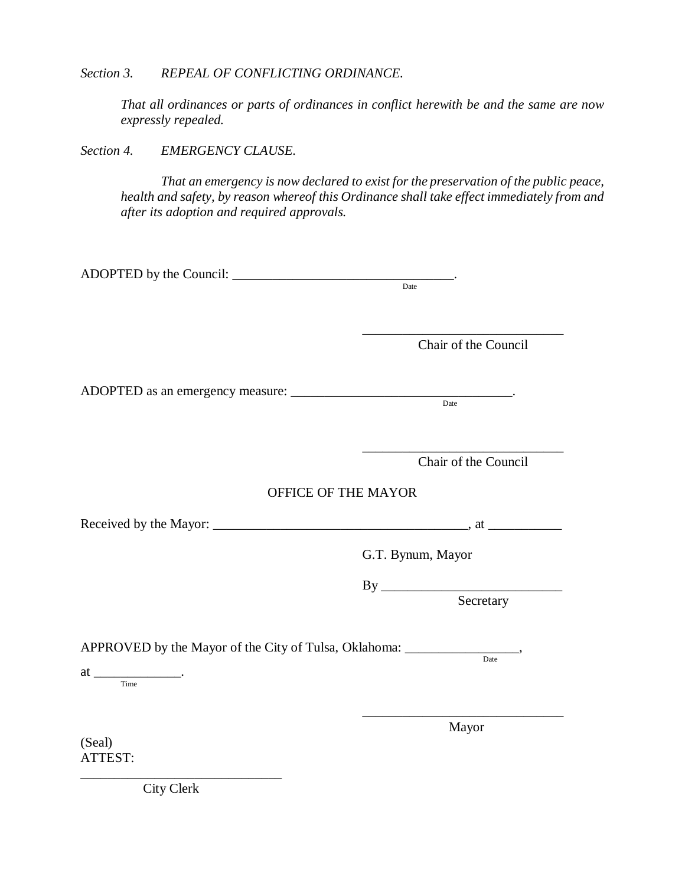*Section 3. REPEAL OF CONFLICTING ORDINANCE.*

*That all ordinances or parts of ordinances in conflict herewith be and the same are now expressly repealed.*

*Section 4. EMERGENCY CLAUSE.*

*That an emergency is now declared to exist for the preservation of the public peace, health and safety, by reason whereof this Ordinance shall take effect immediately from and after its adoption and required approvals.*

ADOPTED by the Council: _________________________________.
Date

_______________________________
Chair of the Council

ADOPTED as an emergency measure: _________________________________.
Date

_______________________________
Chair of the Council

OFFICE OF THE MAYOR

Received by the Mayor: ______________________________________, at ___________

G.T. Bynum, Mayor

By ___________________________
Secretary

APPROVED by the Mayor of the City of Tulsa, Oklahoma: _________________,
Date

at _____________.
Time

_______________________________
Mayor

(Seal)
ATTEST:

_______________________________
City Clerk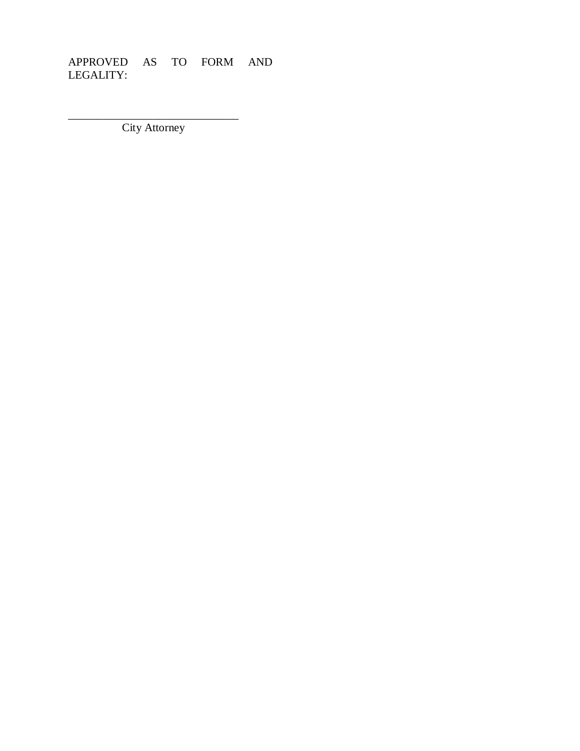APPROVED AS TO FORM AND LEGALITY:

\_\_\_\_\_\_\_\_\_\_\_\_\_\_\_\_\_\_\_\_\_\_\_\_\_\_\_\_\_\_\_\_

City Attorney